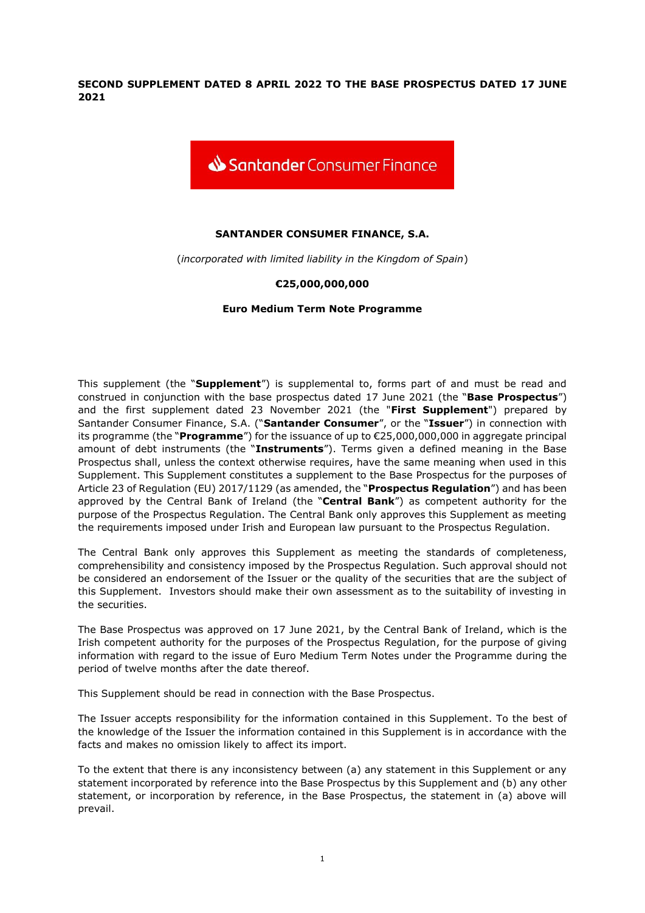**SECOND SUPPLEMENT DATED 8 APRIL 2022 TO THE BASE PROSPECTUS DATED 17 JUNE 2021**

Santander Consumer Finance

**SANTANDER CONSUMER FINANCE, S.A.**

(*incorporated with limited liability in the Kingdom of Spain*)

**€25,000,000,000**

**Euro Medium Term Note Programme**

This supplement (the "**Supplement**") is supplemental to, forms part of and must be read and construed in conjunction with the base prospectus dated 17 June 2021 (the "**Base Prospectus**") and the first supplement dated 23 November 2021 (the "**First Supplement**") prepared by Santander Consumer Finance, S.A. ("**Santander Consumer**", or the "**Issuer**") in connection with its programme (the "**Programme**") for the issuance of up to €25,000,000,000 in aggregate principal amount of debt instruments (the "**Instruments**"). Terms given a defined meaning in the Base Prospectus shall, unless the context otherwise requires, have the same meaning when used in this Supplement. This Supplement constitutes a supplement to the Base Prospectus for the purposes of Article 23 of Regulation (EU) 2017/1129 (as amended, the "**Prospectus Regulation**") and has been approved by the Central Bank of Ireland (the "**Central Bank**") as competent authority for the purpose of the Prospectus Regulation. The Central Bank only approves this Supplement as meeting the requirements imposed under Irish and European law pursuant to the Prospectus Regulation.

The Central Bank only approves this Supplement as meeting the standards of completeness, comprehensibility and consistency imposed by the Prospectus Regulation. Such approval should not be considered an endorsement of the Issuer or the quality of the securities that are the subject of this Supplement. Investors should make their own assessment as to the suitability of investing in the securities.

The Base Prospectus was approved on 17 June 2021, by the Central Bank of Ireland, which is the Irish competent authority for the purposes of the Prospectus Regulation, for the purpose of giving information with regard to the issue of Euro Medium Term Notes under the Programme during the period of twelve months after the date thereof.

This Supplement should be read in connection with the Base Prospectus.

The Issuer accepts responsibility for the information contained in this Supplement. To the best of the knowledge of the Issuer the information contained in this Supplement is in accordance with the facts and makes no omission likely to affect its import.

To the extent that there is any inconsistency between (a) any statement in this Supplement or any statement incorporated by reference into the Base Prospectus by this Supplement and (b) any other statement, or incorporation by reference, in the Base Prospectus, the statement in (a) above will prevail.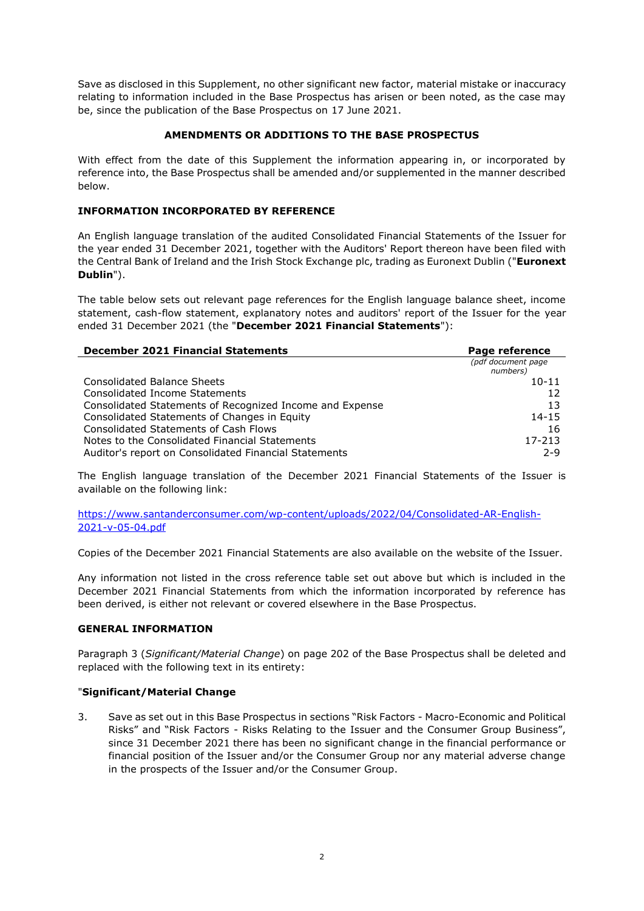Save as disclosed in this Supplement, no other significant new factor, material mistake or inaccuracy relating to information included in the Base Prospectus has arisen or been noted, as the case may be, since the publication of the Base Prospectus on 17 June 2021.

## AMENDMENTS OR ADDITIONS TO THE BASE PROSPECTUS

With effect from the date of this Supplement the information appearing in, or incorporated by reference into, the Base Prospectus shall be amended and/or supplemented in the manner described below.

### INFORMATION INCORPORATED BY REFERENCE

An English language translation of the audited Consolidated Financial Statements of the Issuer for the year ended 31 December 2021, together with the Auditors' Report thereon have been filed with the Central Bank of Ireland and the Irish Stock Exchange plc, trading as Euronext Dublin ("**Euronext Dublin**").

The table below sets out relevant page references for the English language balance sheet, income statement, cash-flow statement, explanatory notes and auditors' report of the Issuer for the year ended 31 December 2021 (the "**December 2021 Financial Statements**"):

| **December 2021 Financial Statements** | **Page reference** *(pdf document page numbers)* |
|---|---|
| Consolidated Balance Sheets | 10-11 |
| Consolidated Income Statements | 12 |
| Consolidated Statements of Recognized Income and Expense | 13 |
| Consolidated Statements of Changes in Equity | 14-15 |
| Consolidated Statements of Cash Flows | 16 |
| Notes to the Consolidated Financial Statements | 17-213 |
| Auditor's report on Consolidated Financial Statements | 2-9 |

The English language translation of the December 2021 Financial Statements of the Issuer is available on the following link:

https://www.santanderconsumer.com/wp-content/uploads/2022/04/Consolidated-AR-English-2021-v-05-04.pdf

Copies of the December 2021 Financial Statements are also available on the website of the Issuer.

Any information not listed in the cross reference table set out above but which is included in the December 2021 Financial Statements from which the information incorporated by reference has been derived, is either not relevant or covered elsewhere in the Base Prospectus.

### GENERAL INFORMATION

Paragraph 3 (*Significant/Material Change*) on page 202 of the Base Prospectus shall be deleted and replaced with the following text in its entirety:

"**Significant/Material Change**

3. Save as set out in this Base Prospectus in sections "Risk Factors - Macro-Economic and Political Risks" and "Risk Factors - Risks Relating to the Issuer and the Consumer Group Business", since 31 December 2021 there has been no significant change in the financial performance or financial position of the Issuer and/or the Consumer Group nor any material adverse change in the prospects of the Issuer and/or the Consumer Group.